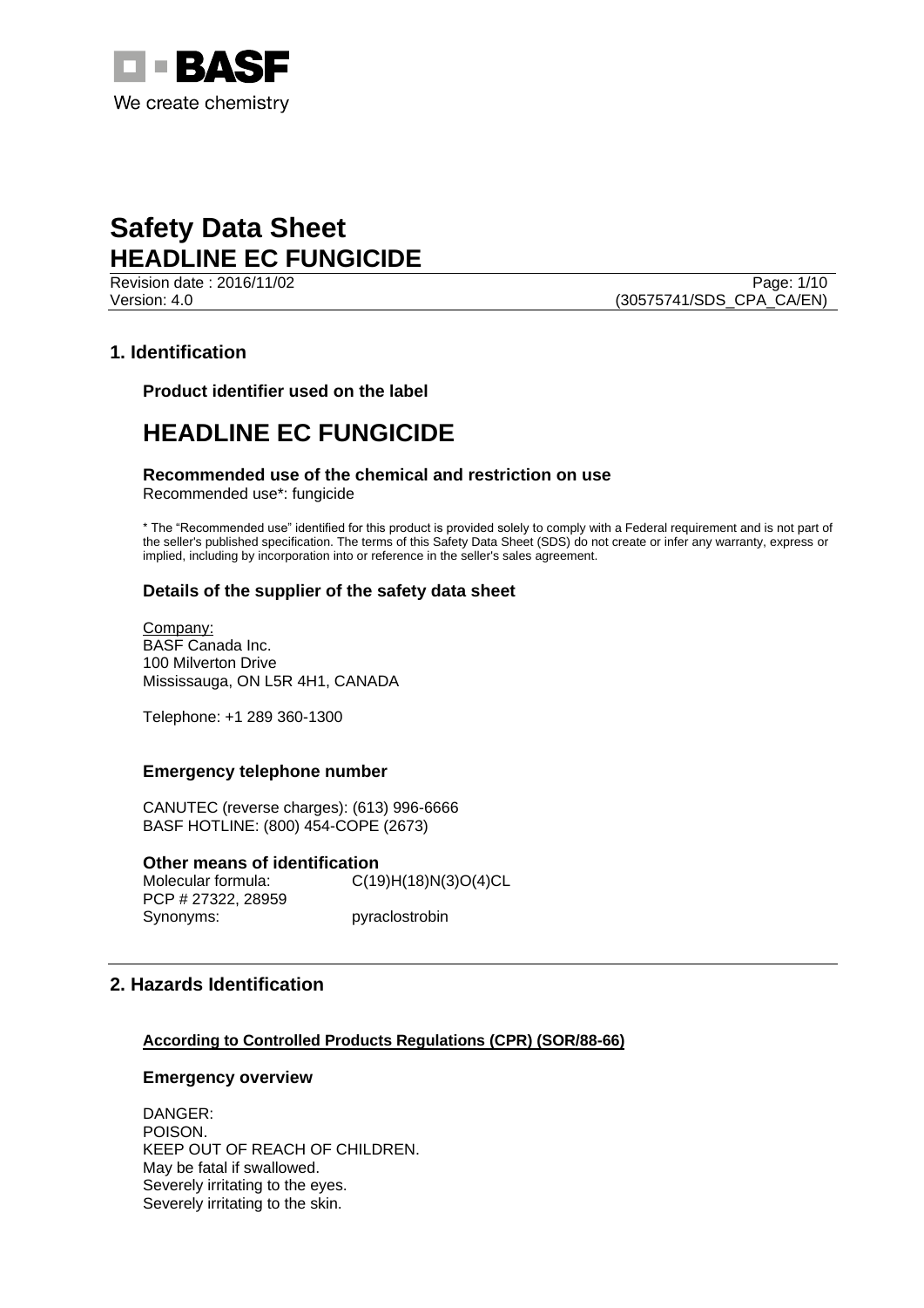BASF

We create chemistry

# Safety Data Sheet
# HEADLINE EC FUNGICIDE

Revision date : 2016/11/02

Version: 4.0 (30575741/SDS_CPA_CA/EN)

## 1. Identification

### Product identifier used on the label

# HEADLINE EC FUNGICIDE

### Recommended use of the chemical and restriction on use

Recommended use*: fungicide

* The "Recommended use" identified for this product is provided solely to comply with a Federal requirement and is not part of the seller's published specification. The terms of this Safety Data Sheet (SDS) do not create or infer any warranty, express or implied, including by incorporation into or reference in the seller's sales agreement.

### Details of the supplier of the safety data sheet

Company:
BASF Canada Inc.
100 Milverton Drive
Mississauga, ON L5R 4H1, CANADA

Telephone: +1 289 360-1300

### Emergency telephone number

CANUTEC (reverse charges): (613) 996-6666
BASF HOTLINE: (800) 454-COPE (2673)

### Other means of identification

Molecular formula: C(19)H(18)N(3)O(4)CL
PCP # 27322, 28959
Synonyms: pyraclostrobin

## 2. Hazards Identification

**According to Controlled Products Regulations (CPR) (SOR/88-66)**

### Emergency overview

DANGER:
POISON.
KEEP OUT OF REACH OF CHILDREN.
May be fatal if swallowed.
Severely irritating to the eyes.
Severely irritating to the skin.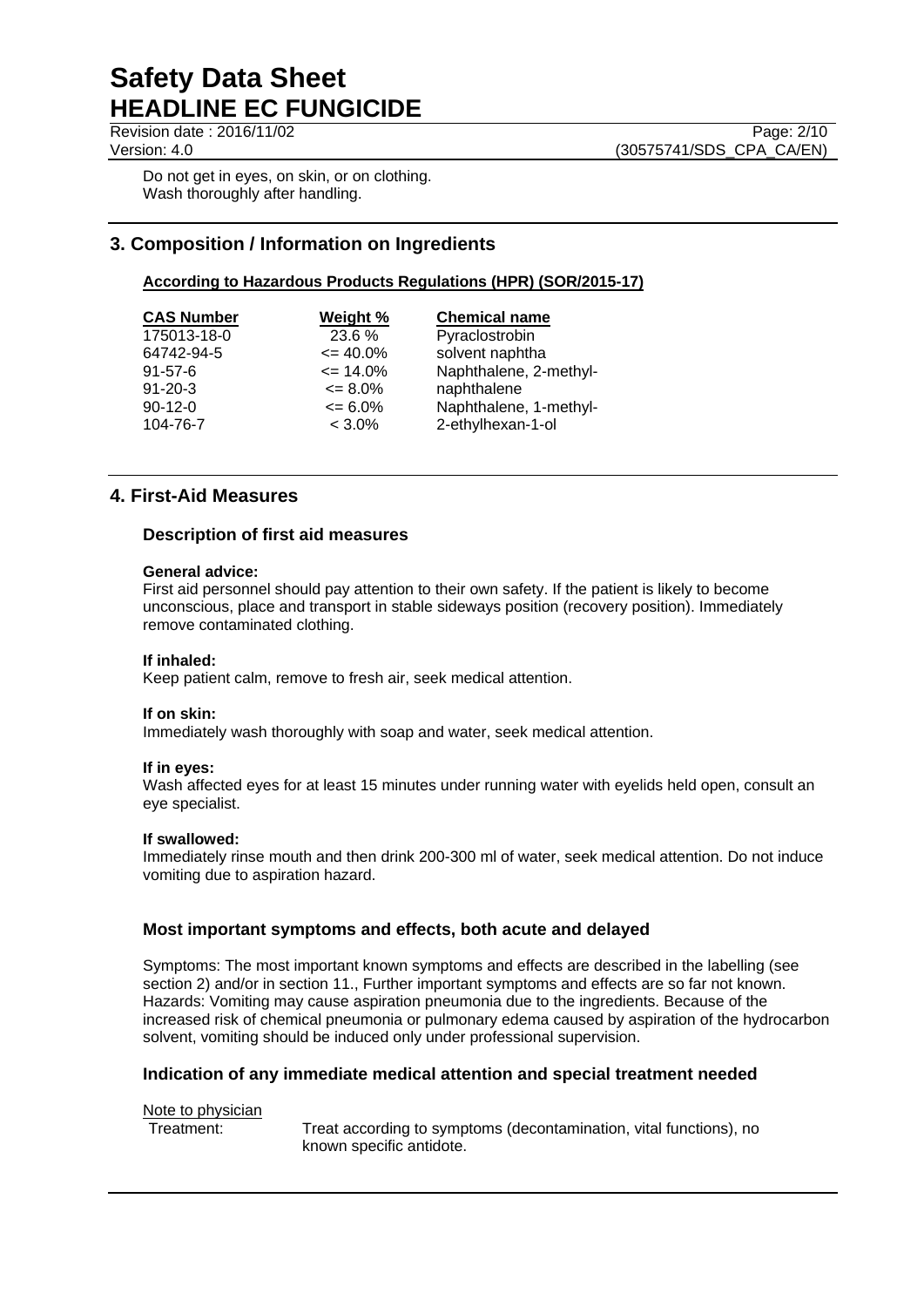Do not get in eyes, on skin, or on clothing.
Wash thoroughly after handling.

## 3. Composition / Information on Ingredients

**According to Hazardous Products Regulations (HPR) (SOR/2015-17)**

| CAS Number | Weight % | Chemical name |
|---|---|---|
| 175013-18-0 | 23.6 % | Pyraclostrobin |
| 64742-94-5 | <= 40.0% | solvent naphtha |
| 91-57-6 | <= 14.0% | Naphthalene, 2-methyl- |
| 91-20-3 | <= 8.0% | naphthalene |
| 90-12-0 | <= 6.0% | Naphthalene, 1-methyl- |
| 104-76-7 | < 3.0% | 2-ethylhexan-1-ol |

## 4. First-Aid Measures

### Description of first aid measures

**General advice:**
First aid personnel should pay attention to their own safety. If the patient is likely to become unconscious, place and transport in stable sideways position (recovery position). Immediately remove contaminated clothing.

**If inhaled:**
Keep patient calm, remove to fresh air, seek medical attention.

**If on skin:**
Immediately wash thoroughly with soap and water, seek medical attention.

**If in eyes:**
Wash affected eyes for at least 15 minutes under running water with eyelids held open, consult an eye specialist.

**If swallowed:**
Immediately rinse mouth and then drink 200-300 ml of water, seek medical attention. Do not induce vomiting due to aspiration hazard.

### Most important symptoms and effects, both acute and delayed

Symptoms: The most important known symptoms and effects are described in the labelling (see section 2) and/or in section 11., Further important symptoms and effects are so far not known.
Hazards: Vomiting may cause aspiration pneumonia due to the ingredients. Because of the increased risk of chemical pneumonia or pulmonary edema caused by aspiration of the hydrocarbon solvent, vomiting should be induced only under professional supervision.

### Indication of any immediate medical attention and special treatment needed

Note to physician

Treatment: Treat according to symptoms (decontamination, vital functions), no known specific antidote.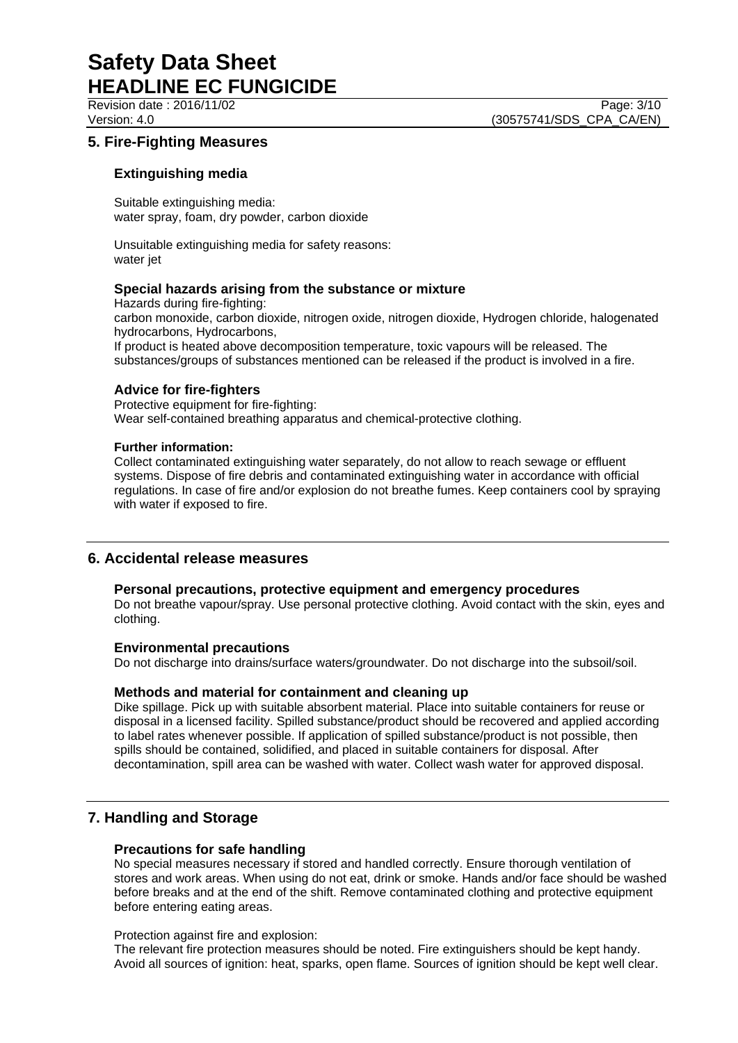## 5. Fire-Fighting Measures

### Extinguishing media

Suitable extinguishing media:
water spray, foam, dry powder, carbon dioxide

Unsuitable extinguishing media for safety reasons:
water jet

### Special hazards arising from the substance or mixture

Hazards during fire-fighting:
carbon monoxide, carbon dioxide, nitrogen oxide, nitrogen dioxide, Hydrogen chloride, halogenated hydrocarbons, Hydrocarbons,
If product is heated above decomposition temperature, toxic vapours will be released. The substances/groups of substances mentioned can be released if the product is involved in a fire.

### Advice for fire-fighters

Protective equipment for fire-fighting:
Wear self-contained breathing apparatus and chemical-protective clothing.

**Further information:**
Collect contaminated extinguishing water separately, do not allow to reach sewage or effluent systems. Dispose of fire debris and contaminated extinguishing water in accordance with official regulations. In case of fire and/or explosion do not breathe fumes. Keep containers cool by spraying with water if exposed to fire.

## 6. Accidental release measures

### Personal precautions, protective equipment and emergency procedures

Do not breathe vapour/spray. Use personal protective clothing. Avoid contact with the skin, eyes and clothing.

### Environmental precautions

Do not discharge into drains/surface waters/groundwater. Do not discharge into the subsoil/soil.

### Methods and material for containment and cleaning up

Dike spillage. Pick up with suitable absorbent material. Place into suitable containers for reuse or disposal in a licensed facility. Spilled substance/product should be recovered and applied according to label rates whenever possible. If application of spilled substance/product is not possible, then spills should be contained, solidified, and placed in suitable containers for disposal. After decontamination, spill area can be washed with water. Collect wash water for approved disposal.

## 7. Handling and Storage

### Precautions for safe handling

No special measures necessary if stored and handled correctly. Ensure thorough ventilation of stores and work areas. When using do not eat, drink or smoke. Hands and/or face should be washed before breaks and at the end of the shift. Remove contaminated clothing and protective equipment before entering eating areas.

Protection against fire and explosion:
The relevant fire protection measures should be noted. Fire extinguishers should be kept handy. Avoid all sources of ignition: heat, sparks, open flame. Sources of ignition should be kept well clear.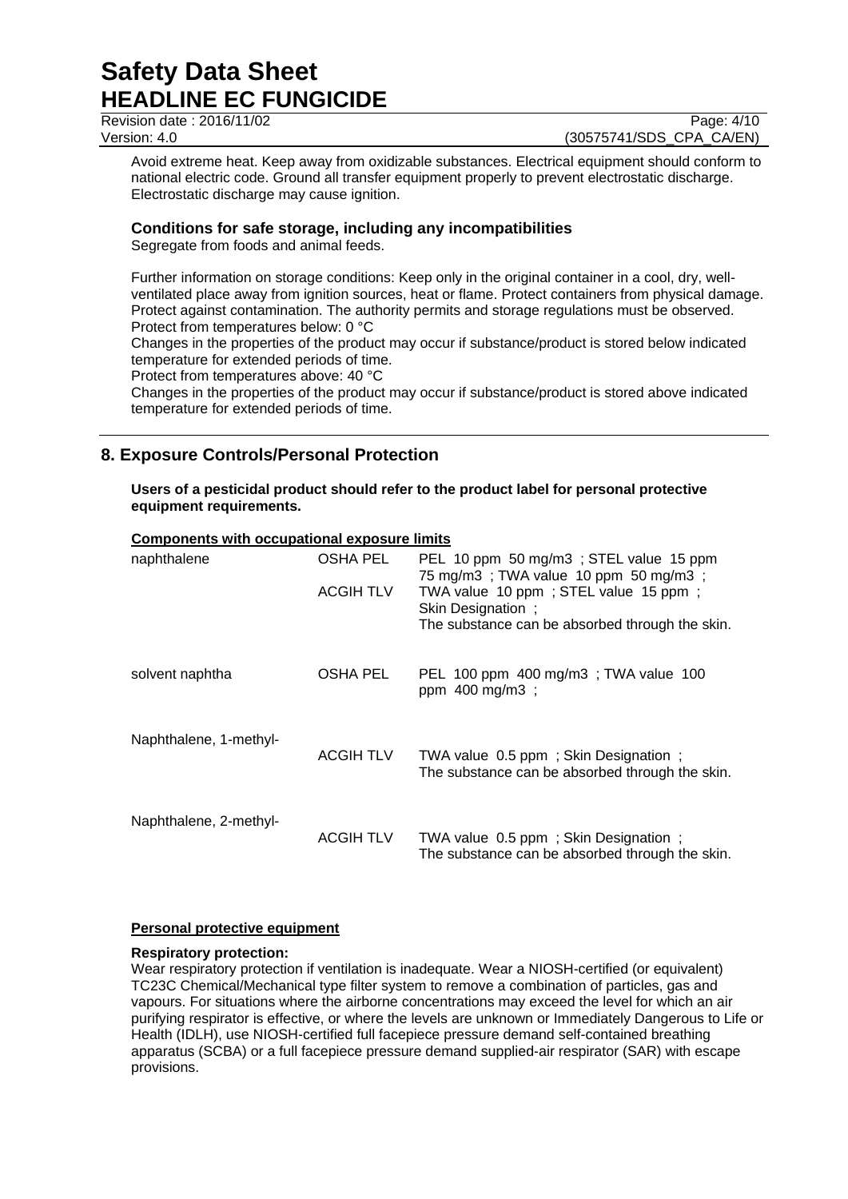Avoid extreme heat. Keep away from oxidizable substances. Electrical equipment should conform to national electric code. Ground all transfer equipment properly to prevent electrostatic discharge. Electrostatic discharge may cause ignition.

### Conditions for safe storage, including any incompatibilities

Segregate from foods and animal feeds.

Further information on storage conditions: Keep only in the original container in a cool, dry, well-ventilated place away from ignition sources, heat or flame. Protect containers from physical damage. Protect against contamination. The authority permits and storage regulations must be observed.
Protect from temperatures below: 0 °C
Changes in the properties of the product may occur if substance/product is stored below indicated temperature for extended periods of time.
Protect from temperatures above: 40 °C
Changes in the properties of the product may occur if substance/product is stored above indicated temperature for extended periods of time.

## 8. Exposure Controls/Personal Protection

**Users of a pesticidal product should refer to the product label for personal protective equipment requirements.**

**Components with occupational exposure limits**

| | | |
|---|---|---|
| naphthalene | OSHA PEL | PEL 10 ppm 50 mg/m3 ; STEL value 15 ppm 75 mg/m3 ; TWA value 10 ppm 50 mg/m3 ; |
| | ACGIH TLV | TWA value 10 ppm ; STEL value 15 ppm ; Skin Designation ; The substance can be absorbed through the skin. |
| solvent naphtha | OSHA PEL | PEL 100 ppm 400 mg/m3 ; TWA value 100 ppm 400 mg/m3 ; |
| Naphthalene, 1-methyl- | ACGIH TLV | TWA value 0.5 ppm ; Skin Designation ; The substance can be absorbed through the skin. |
| Naphthalene, 2-methyl- | ACGIH TLV | TWA value 0.5 ppm ; Skin Designation ; The substance can be absorbed through the skin. |

**Personal protective equipment**

**Respiratory protection:**
Wear respiratory protection if ventilation is inadequate. Wear a NIOSH-certified (or equivalent) TC23C Chemical/Mechanical type filter system to remove a combination of particles, gas and vapours. For situations where the airborne concentrations may exceed the level for which an air purifying respirator is effective, or where the levels are unknown or Immediately Dangerous to Life or Health (IDLH), use NIOSH-certified full facepiece pressure demand self-contained breathing apparatus (SCBA) or a full facepiece pressure demand supplied-air respirator (SAR) with escape provisions.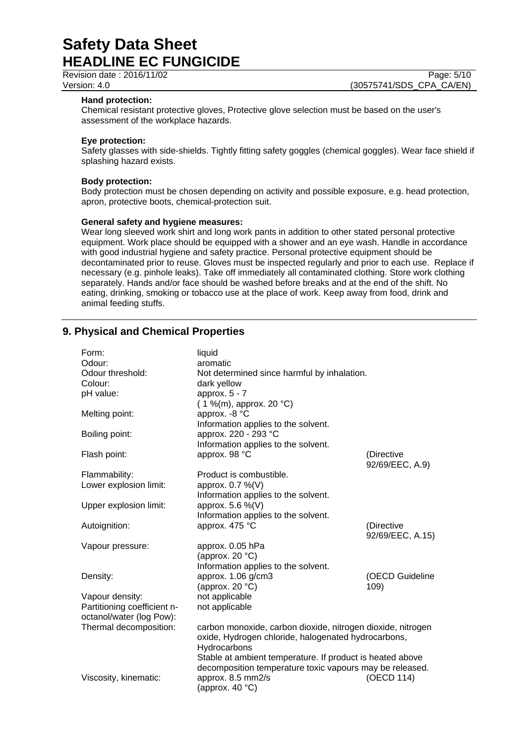**Hand protection:**
Chemical resistant protective gloves, Protective glove selection must be based on the user's assessment of the workplace hazards.

**Eye protection:**
Safety glasses with side-shields. Tightly fitting safety goggles (chemical goggles). Wear face shield if splashing hazard exists.

**Body protection:**
Body protection must be chosen depending on activity and possible exposure, e.g. head protection, apron, protective boots, chemical-protection suit.

**General safety and hygiene measures:**
Wear long sleeved work shirt and long work pants in addition to other stated personal protective equipment. Work place should be equipped with a shower and an eye wash. Handle in accordance with good industrial hygiene and safety practice. Personal protective equipment should be decontaminated prior to reuse. Gloves must be inspected regularly and prior to each use. Replace if necessary (e.g. pinhole leaks). Take off immediately all contaminated clothing. Store work clothing separately. Hands and/or face should be washed before breaks and at the end of the shift. No eating, drinking, smoking or tobacco use at the place of work. Keep away from food, drink and animal feeding stuffs.

## 9. Physical and Chemical Properties

| | | |
|---|---|---|
| Form: | liquid | |
| Odour: | aromatic | |
| Odour threshold: | Not determined since harmful by inhalation. | |
| Colour: | dark yellow | |
| pH value: | approx. 5 - 7<br>( 1 %(m), approx. 20 °C) | |
| Melting point: | approx. -8 °C<br>Information applies to the solvent. | |
| Boiling point: | approx. 220 - 293 °C<br>Information applies to the solvent. | |
| Flash point: | approx. 98 °C | (Directive 92/69/EEC, A.9) |
| Flammability: | Product is combustible. | |
| Lower explosion limit: | approx. 0.7 %(V)<br>Information applies to the solvent. | |
| Upper explosion limit: | approx. 5.6 %(V)<br>Information applies to the solvent. | |
| Autoignition: | approx. 475 °C | (Directive 92/69/EEC, A.15) |
| Vapour pressure: | approx. 0.05 hPa<br>(approx. 20 °C)<br>Information applies to the solvent. | |
| Density: | approx. 1.06 g/cm3<br>(approx. 20 °C) | (OECD Guideline 109) |
| Vapour density: | not applicable | |
| Partitioning coefficient n-octanol/water (log Pow): | not applicable | |
| Thermal decomposition: | carbon monoxide, carbon dioxide, nitrogen dioxide, nitrogen oxide, Hydrogen chloride, halogenated hydrocarbons, Hydrocarbons<br>Stable at ambient temperature. If product is heated above decomposition temperature toxic vapours may be released. | |
| Viscosity, kinematic: | approx. 8.5 mm2/s<br>(approx. 40 °C) | (OECD 114) |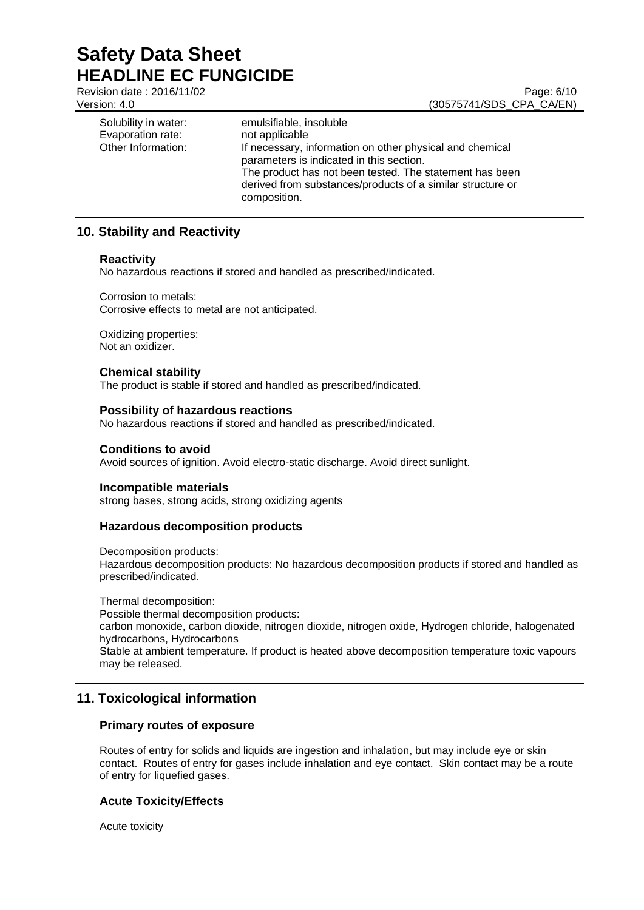| | |
|---|---|
| Solubility in water: | emulsifiable, insoluble |
| Evaporation rate: | not applicable |
| Other Information: | If necessary, information on other physical and chemical parameters is indicated in this section. The product has not been tested. The statement has been derived from substances/products of a similar structure or composition. |

## 10. Stability and Reactivity

### Reactivity

No hazardous reactions if stored and handled as prescribed/indicated.

Corrosion to metals:
Corrosive effects to metal are not anticipated.

Oxidizing properties:
Not an oxidizer.

### Chemical stability

The product is stable if stored and handled as prescribed/indicated.

### Possibility of hazardous reactions

No hazardous reactions if stored and handled as prescribed/indicated.

### Conditions to avoid

Avoid sources of ignition. Avoid electro-static discharge. Avoid direct sunlight.

### Incompatible materials

strong bases, strong acids, strong oxidizing agents

### Hazardous decomposition products

Decomposition products:
Hazardous decomposition products: No hazardous decomposition products if stored and handled as prescribed/indicated.

Thermal decomposition:
Possible thermal decomposition products:
carbon monoxide, carbon dioxide, nitrogen dioxide, nitrogen oxide, Hydrogen chloride, halogenated hydrocarbons, Hydrocarbons
Stable at ambient temperature. If product is heated above decomposition temperature toxic vapours may be released.

## 11. Toxicological information

### Primary routes of exposure

Routes of entry for solids and liquids are ingestion and inhalation, but may include eye or skin contact. Routes of entry for gases include inhalation and eye contact. Skin contact may be a route of entry for liquefied gases.

### Acute Toxicity/Effects

Acute toxicity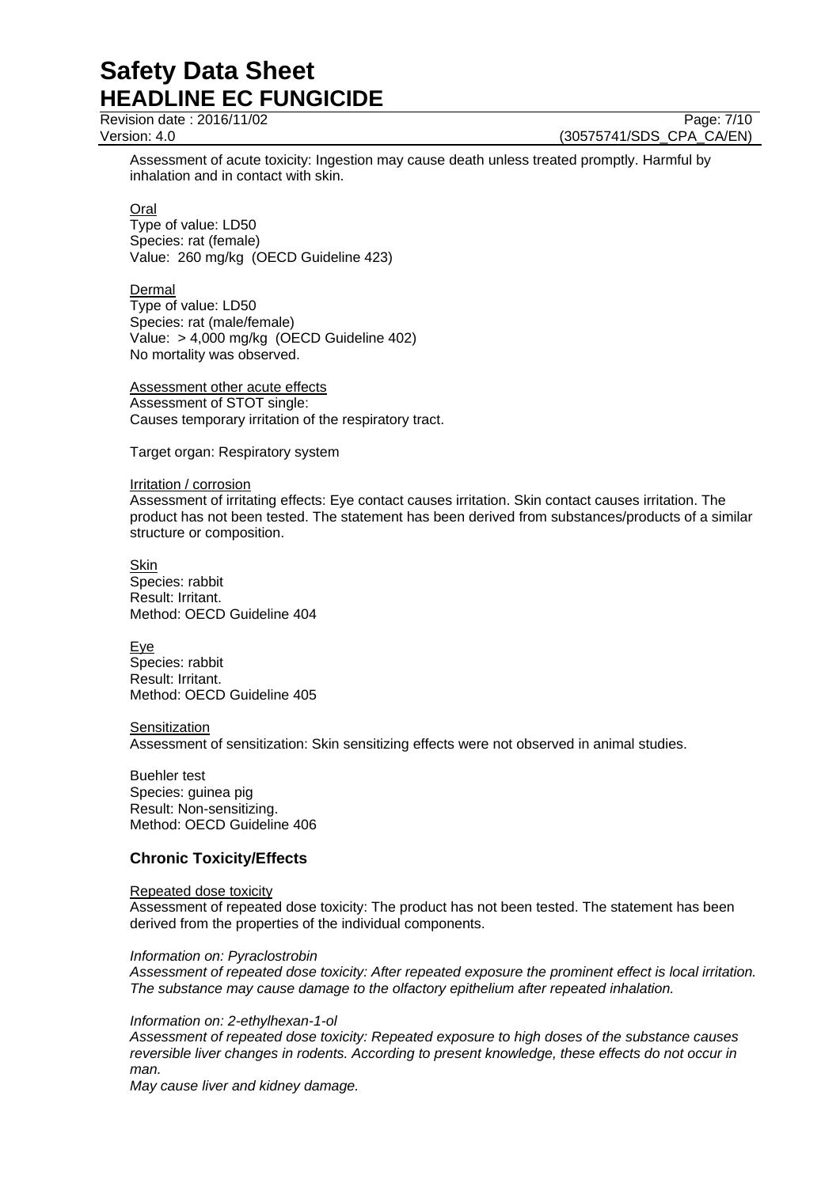Assessment of acute toxicity: Ingestion may cause death unless treated promptly. Harmful by inhalation and in contact with skin.

Oral
Type of value: LD50
Species: rat (female)
Value: 260 mg/kg (OECD Guideline 423)

Dermal
Type of value: LD50
Species: rat (male/female)
Value: > 4,000 mg/kg (OECD Guideline 402)
No mortality was observed.

Assessment other acute effects
Assessment of STOT single:
Causes temporary irritation of the respiratory tract.

Target organ: Respiratory system

Irritation / corrosion
Assessment of irritating effects: Eye contact causes irritation. Skin contact causes irritation. The product has not been tested. The statement has been derived from substances/products of a similar structure or composition.

Skin
Species: rabbit
Result: Irritant.
Method: OECD Guideline 404

Eye
Species: rabbit
Result: Irritant.
Method: OECD Guideline 405

Sensitization
Assessment of sensitization: Skin sensitizing effects were not observed in animal studies.

Buehler test
Species: guinea pig
Result: Non-sensitizing.
Method: OECD Guideline 406

## Chronic Toxicity/Effects

Repeated dose toxicity
Assessment of repeated dose toxicity: The product has not been tested. The statement has been derived from the properties of the individual components.

*Information on: Pyraclostrobin*
*Assessment of repeated dose toxicity: After repeated exposure the prominent effect is local irritation. The substance may cause damage to the olfactory epithelium after repeated inhalation.*

*Information on: 2-ethylhexan-1-ol*
*Assessment of repeated dose toxicity: Repeated exposure to high doses of the substance causes reversible liver changes in rodents. According to present knowledge, these effects do not occur in man.*
*May cause liver and kidney damage.*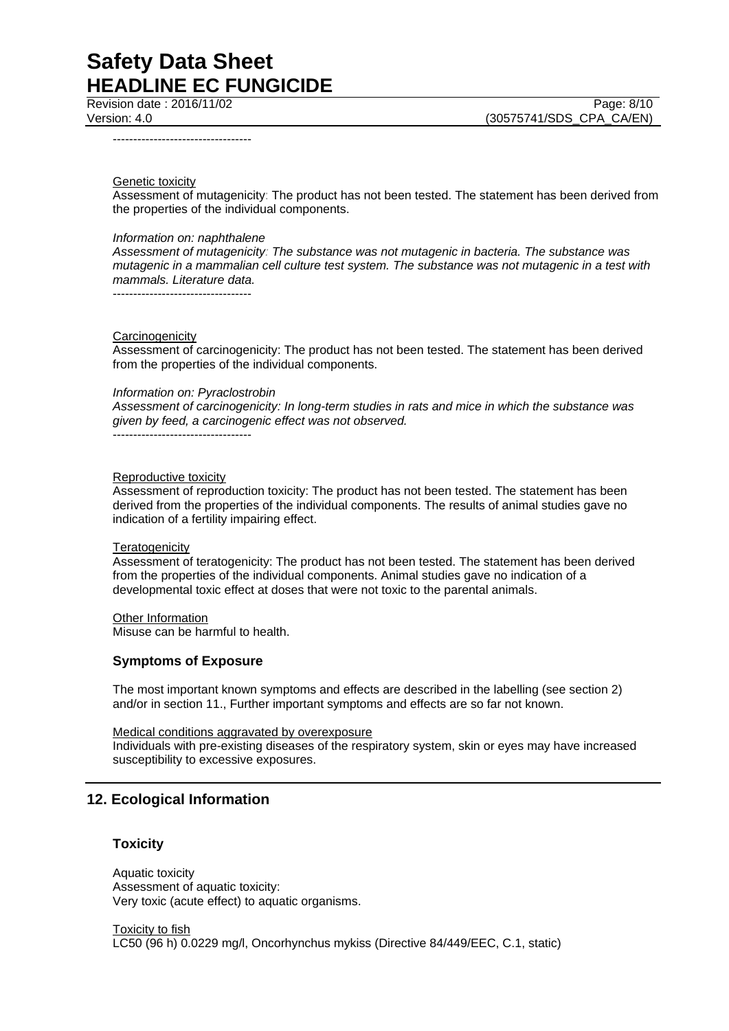----------------------------------

Genetic toxicity

Assessment of mutagenicity: The product has not been tested. The statement has been derived from the properties of the individual components.

*Information on: naphthalene*

*Assessment of mutagenicity: The substance was not mutagenic in bacteria. The substance was mutagenic in a mammalian cell culture test system. The substance was not mutagenic in a test with mammals. Literature data.*

----------------------------------

Carcinogenicity

Assessment of carcinogenicity: The product has not been tested. The statement has been derived from the properties of the individual components.

*Information on: Pyraclostrobin*

*Assessment of carcinogenicity: In long-term studies in rats and mice in which the substance was given by feed, a carcinogenic effect was not observed.*

----------------------------------

Reproductive toxicity

Assessment of reproduction toxicity: The product has not been tested. The statement has been derived from the properties of the individual components. The results of animal studies gave no indication of a fertility impairing effect.

Teratogenicity

Assessment of teratogenicity: The product has not been tested. The statement has been derived from the properties of the individual components. Animal studies gave no indication of a developmental toxic effect at doses that were not toxic to the parental animals.

Other Information

Misuse can be harmful to health.

### Symptoms of Exposure

The most important known symptoms and effects are described in the labelling (see section 2) and/or in section 11., Further important symptoms and effects are so far not known.

Medical conditions aggravated by overexposure

Individuals with pre-existing diseases of the respiratory system, skin or eyes may have increased susceptibility to excessive exposures.

## 12. Ecological Information

### Toxicity

Aquatic toxicity

Assessment of aquatic toxicity:

Very toxic (acute effect) to aquatic organisms.

Toxicity to fish

LC50 (96 h) 0.0229 mg/l, Oncorhynchus mykiss (Directive 84/449/EEC, C.1, static)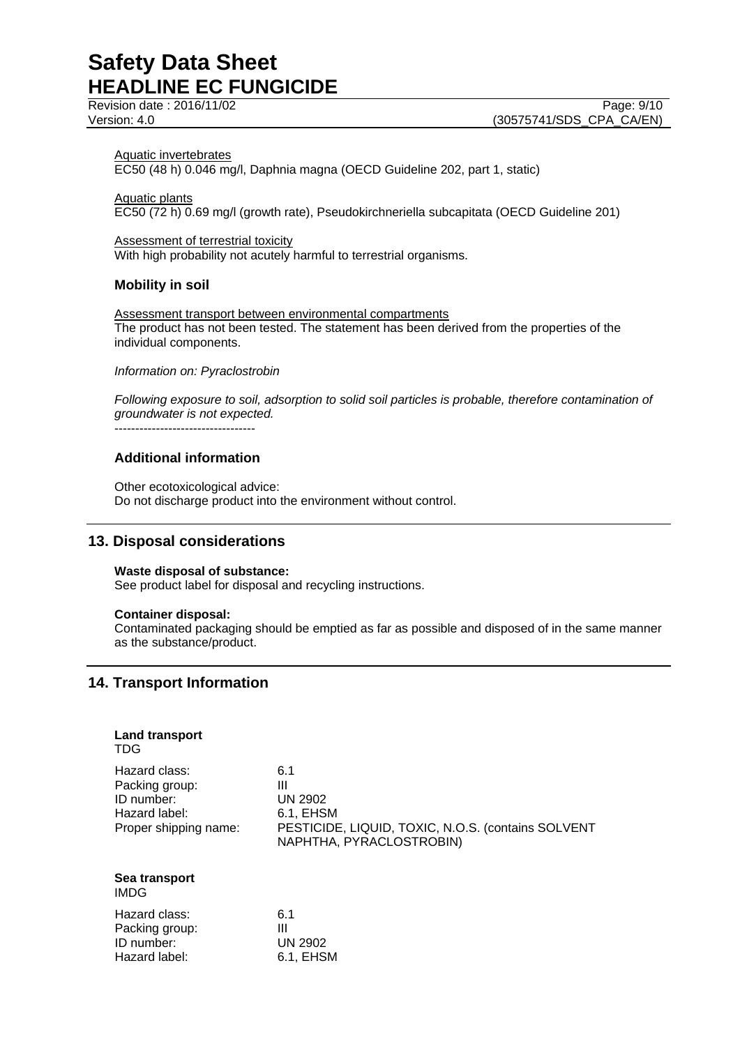Aquatic invertebrates
EC50 (48 h) 0.046 mg/l, Daphnia magna (OECD Guideline 202, part 1, static)

Aquatic plants
EC50 (72 h) 0.69 mg/l (growth rate), Pseudokirchneriella subcapitata (OECD Guideline 201)

Assessment of terrestrial toxicity
With high probability not acutely harmful to terrestrial organisms.

### Mobility in soil

Assessment transport between environmental compartments
The product has not been tested. The statement has been derived from the properties of the individual components.

*Information on: Pyraclostrobin*

*Following exposure to soil, adsorption to solid soil particles is probable, therefore contamination of groundwater is not expected.*
----------------------------------

### Additional information

Other ecotoxicological advice:
Do not discharge product into the environment without control.

## 13. Disposal considerations

**Waste disposal of substance:**
See product label for disposal and recycling instructions.

**Container disposal:**
Contaminated packaging should be emptied as far as possible and disposed of in the same manner as the substance/product.

## 14. Transport Information

**Land transport**
TDG

| | |
|---|---|
| Hazard class: | 6.1 |
| Packing group: | III |
| ID number: | UN 2902 |
| Hazard label: | 6.1, EHSM |
| Proper shipping name: | PESTICIDE, LIQUID, TOXIC, N.O.S. (contains SOLVENT NAPHTHA, PYRACLOSTROBIN) |

**Sea transport**
IMDG

| | |
|---|---|
| Hazard class: | 6.1 |
| Packing group: | III |
| ID number: | UN 2902 |
| Hazard label: | 6.1, EHSM |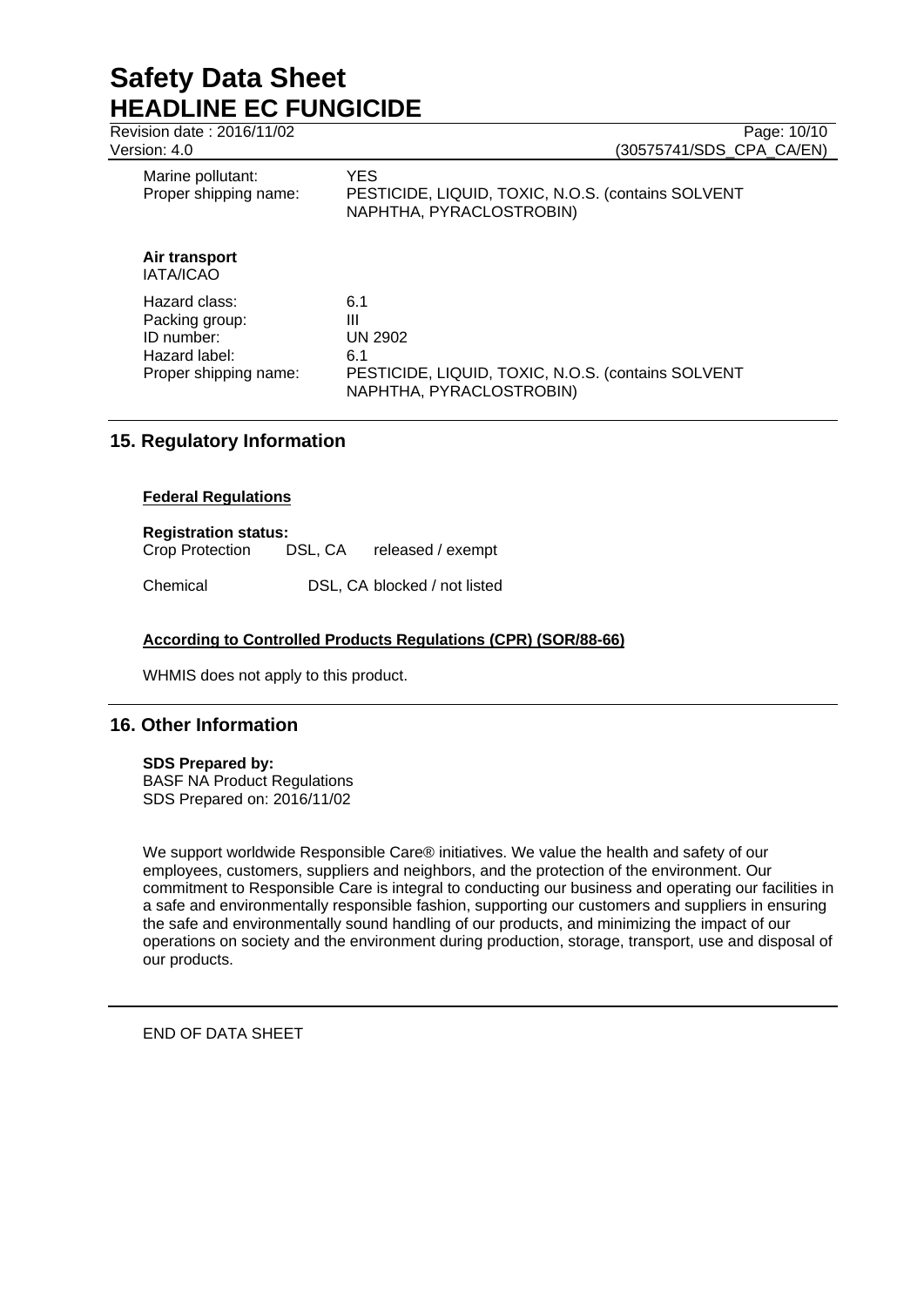| | |
|---|---|
| Marine pollutant: | YES |
| Proper shipping name: | PESTICIDE, LIQUID, TOXIC, N.O.S. (contains SOLVENT NAPHTHA, PYRACLOSTROBIN) |

**Air transport**
IATA/ICAO

| | |
|---|---|
| Hazard class: | 6.1 |
| Packing group: | III |
| ID number: | UN 2902 |
| Hazard label: | 6.1 |
| Proper shipping name: | PESTICIDE, LIQUID, TOXIC, N.O.S. (contains SOLVENT NAPHTHA, PYRACLOSTROBIN) |

## 15. Regulatory Information

**Federal Regulations**

**Registration status:**

| | | |
|---|---|---|
| Crop Protection | DSL, CA | released / exempt |
| Chemical | DSL, CA | blocked / not listed |

**According to Controlled Products Regulations (CPR) (SOR/88-66)**

WHMIS does not apply to this product.

## 16. Other Information

**SDS Prepared by:**
BASF NA Product Regulations
SDS Prepared on: 2016/11/02

We support worldwide Responsible Care® initiatives. We value the health and safety of our employees, customers, suppliers and neighbors, and the protection of the environment. Our commitment to Responsible Care is integral to conducting our business and operating our facilities in a safe and environmentally responsible fashion, supporting our customers and suppliers in ensuring the safe and environmentally sound handling of our products, and minimizing the impact of our operations on society and the environment during production, storage, transport, use and disposal of our products.

END OF DATA SHEET